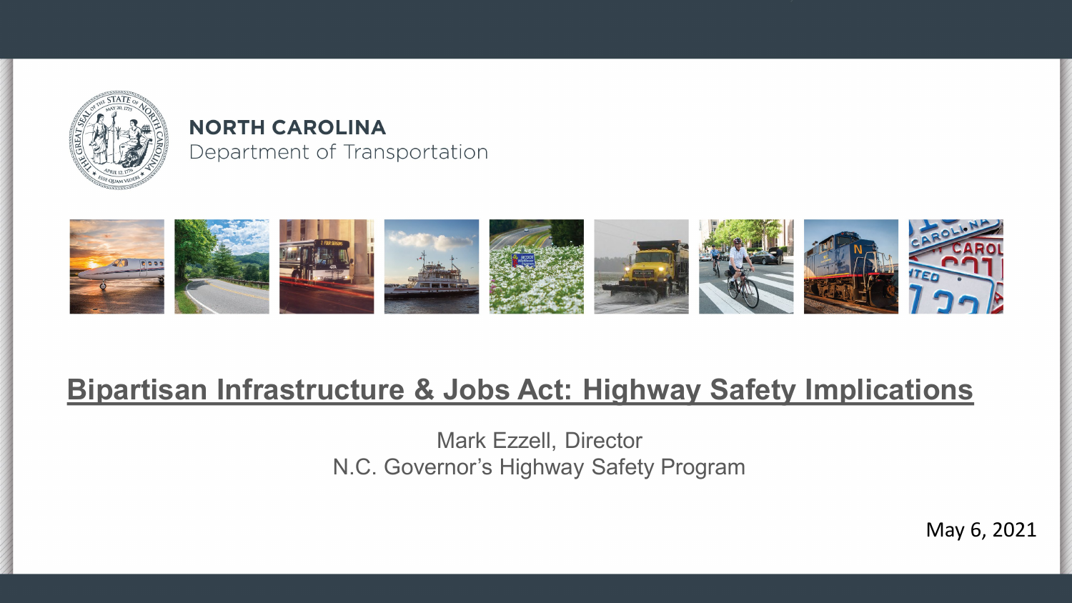**NORTH CAROLINA**
Department of Transportation

# Bipartisan Infrastructure & Jobs Act: Highway Safety Implications

Mark Ezzell, Director
N.C. Governor's Highway Safety Program

May 6, 2021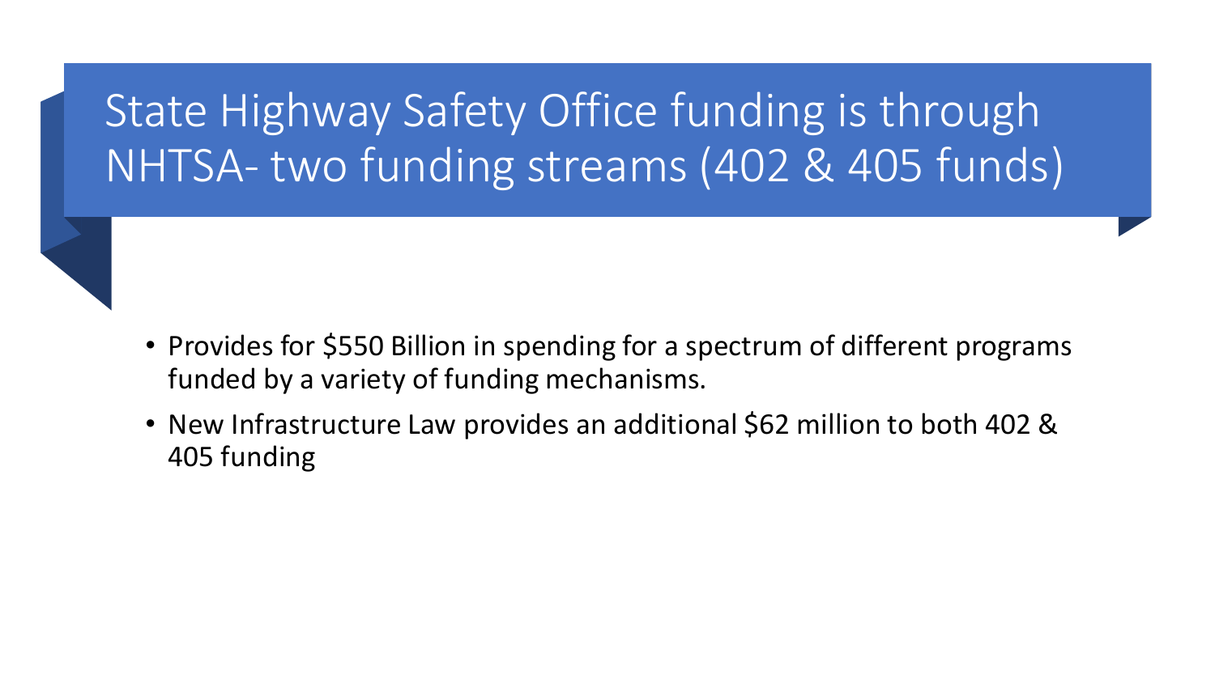# State Highway Safety Office funding is through NHTSA- two funding streams (402 & 405 funds)

- Provides for $550 Billion in spending for a spectrum of different programs funded by a variety of funding mechanisms.
- New Infrastructure Law provides an additional $62 million to both 402 & 405 funding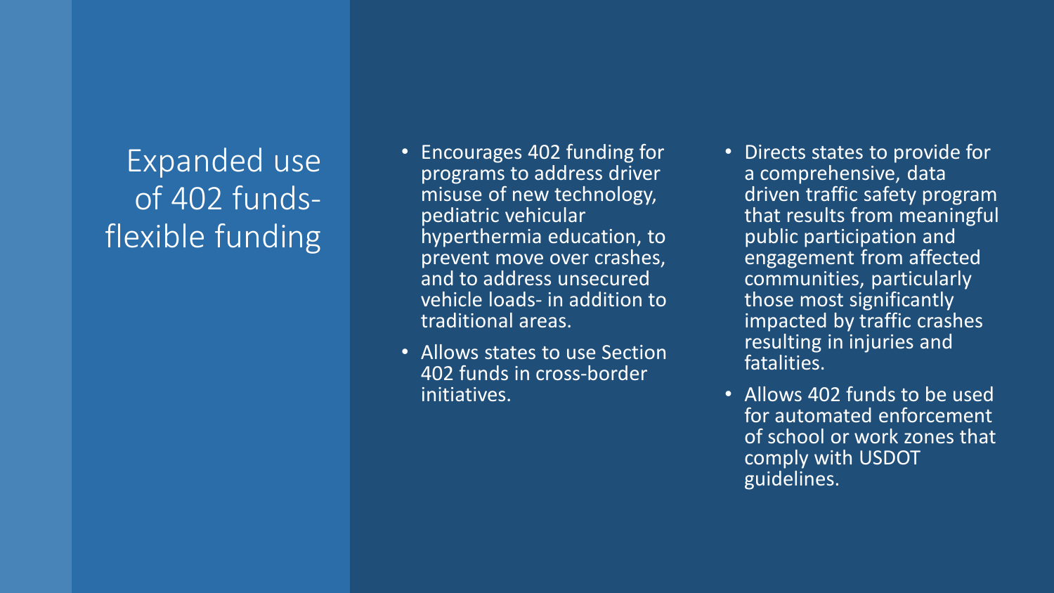# Expanded use of 402 funds- flexible funding

- Encourages 402 funding for programs to address driver misuse of new technology, pediatric vehicular hyperthermia education, to prevent move over crashes, and to address unsecured vehicle loads- in addition to traditional areas.
- Allows states to use Section 402 funds in cross-border initiatives.
- Directs states to provide for a comprehensive, data driven traffic safety program that results from meaningful public participation and engagement from affected communities, particularly those most significantly impacted by traffic crashes resulting in injuries and fatalities.
- Allows 402 funds to be used for automated enforcement of school or work zones that comply with USDOT guidelines.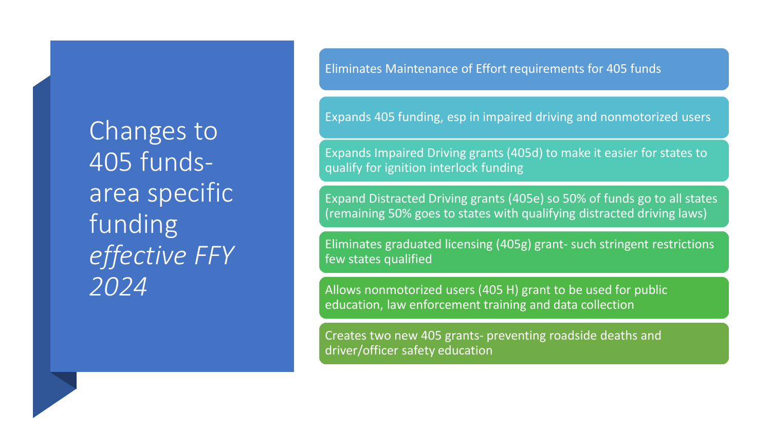# Changes to 405 funds- area specific funding *effective FFY 2024*

- Eliminates Maintenance of Effort requirements for 405 funds
- Expands 405 funding, esp in impaired driving and nonmotorized users
- Expands Impaired Driving grants (405d) to make it easier for states to qualify for ignition interlock funding
- Expand Distracted Driving grants (405e) so 50% of funds go to all states (remaining 50% goes to states with qualifying distracted driving laws)
- Eliminates graduated licensing (405g) grant- such stringent restrictions few states qualified
- Allows nonmotorized users (405 H) grant to be used for public education, law enforcement training and data collection
- Creates two new 405 grants- preventing roadside deaths and driver/officer safety education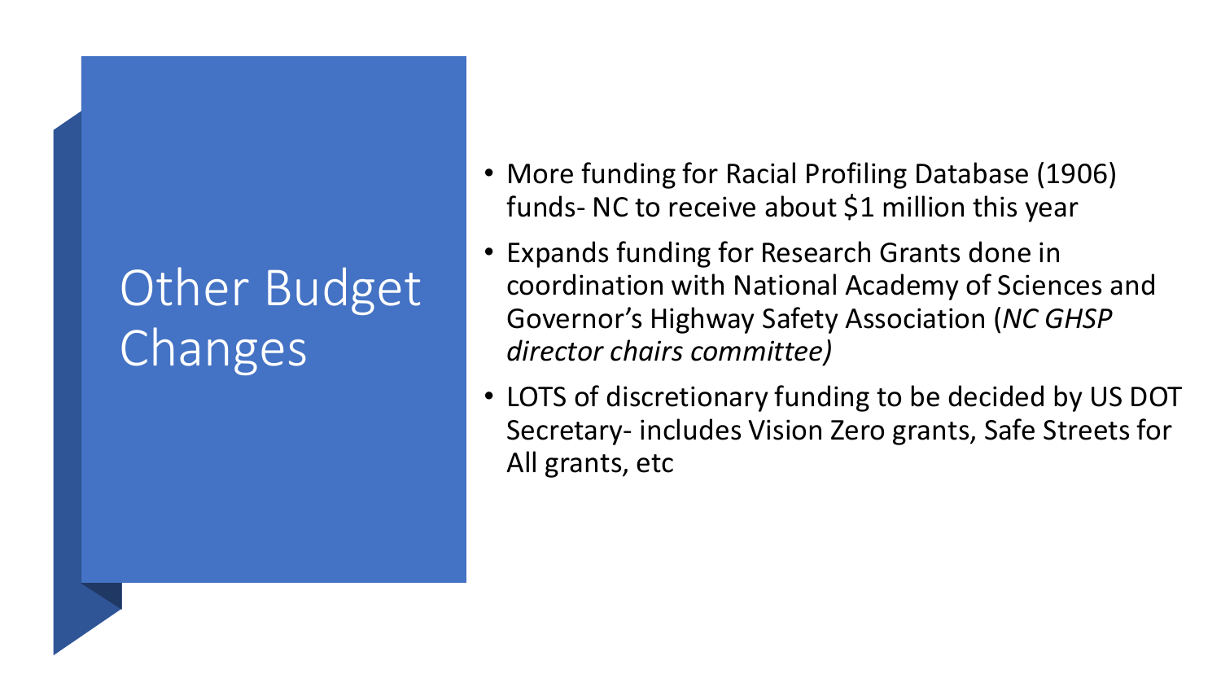# Other Budget Changes

- More funding for Racial Profiling Database (1906) funds- NC to receive about $1 million this year
- Expands funding for Research Grants done in coordination with National Academy of Sciences and Governor's Highway Safety Association (*NC GHSP director chairs committee)*
- LOTS of discretionary funding to be decided by US DOT Secretary- includes Vision Zero grants, Safe Streets for All grants, etc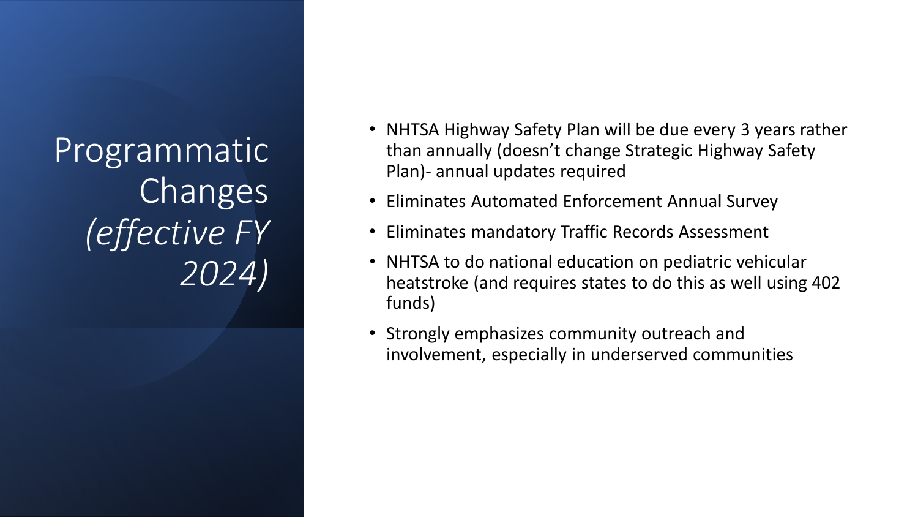# Programmatic Changes *(effective FY 2024)*

- NHTSA Highway Safety Plan will be due every 3 years rather than annually (doesn't change Strategic Highway Safety Plan)- annual updates required
- Eliminates Automated Enforcement Annual Survey
- Eliminates mandatory Traffic Records Assessment
- NHTSA to do national education on pediatric vehicular heatstroke (and requires states to do this as well using 402 funds)
- Strongly emphasizes community outreach and involvement, especially in underserved communities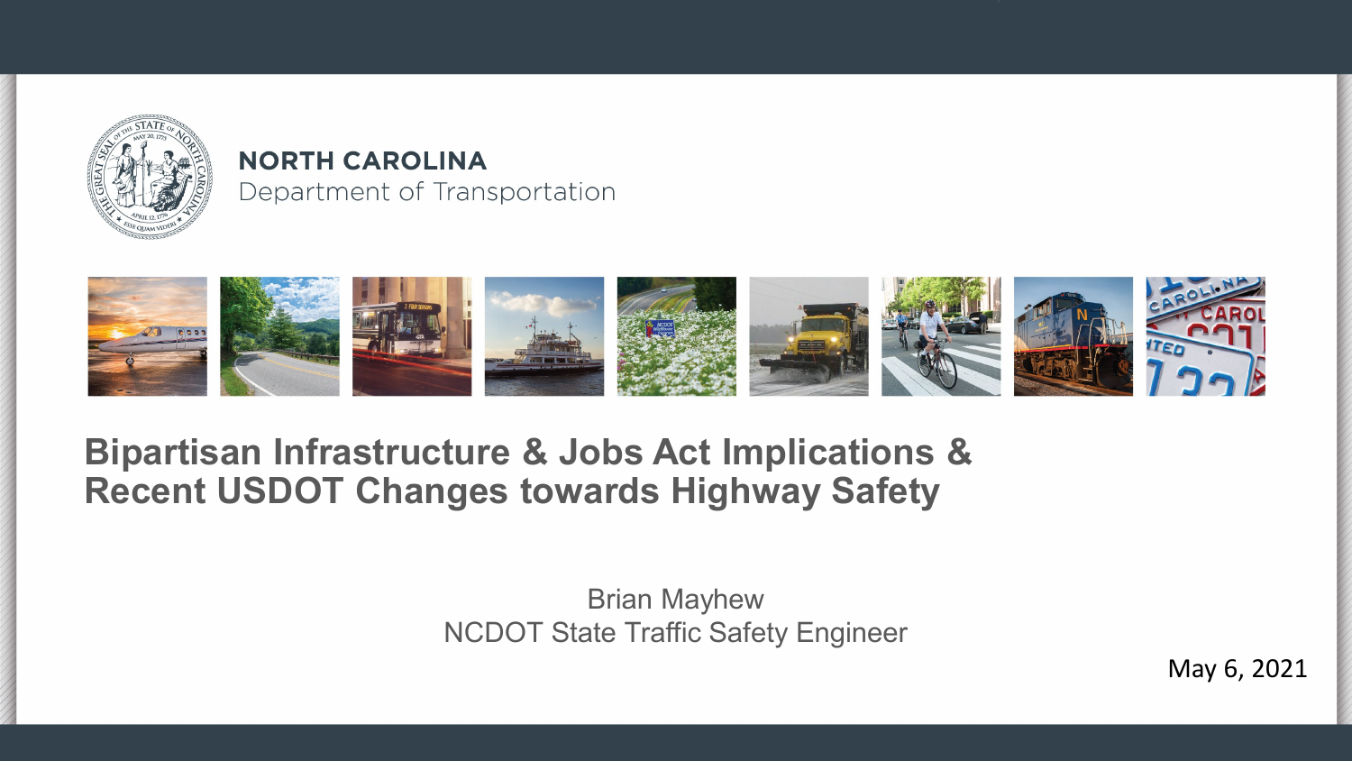**NORTH CAROLINA**
Department of Transportation

# Bipartisan Infrastructure & Jobs Act Implications & Recent USDOT Changes towards Highway Safety

Brian Mayhew
NCDOT State Traffic Safety Engineer

May 6, 2021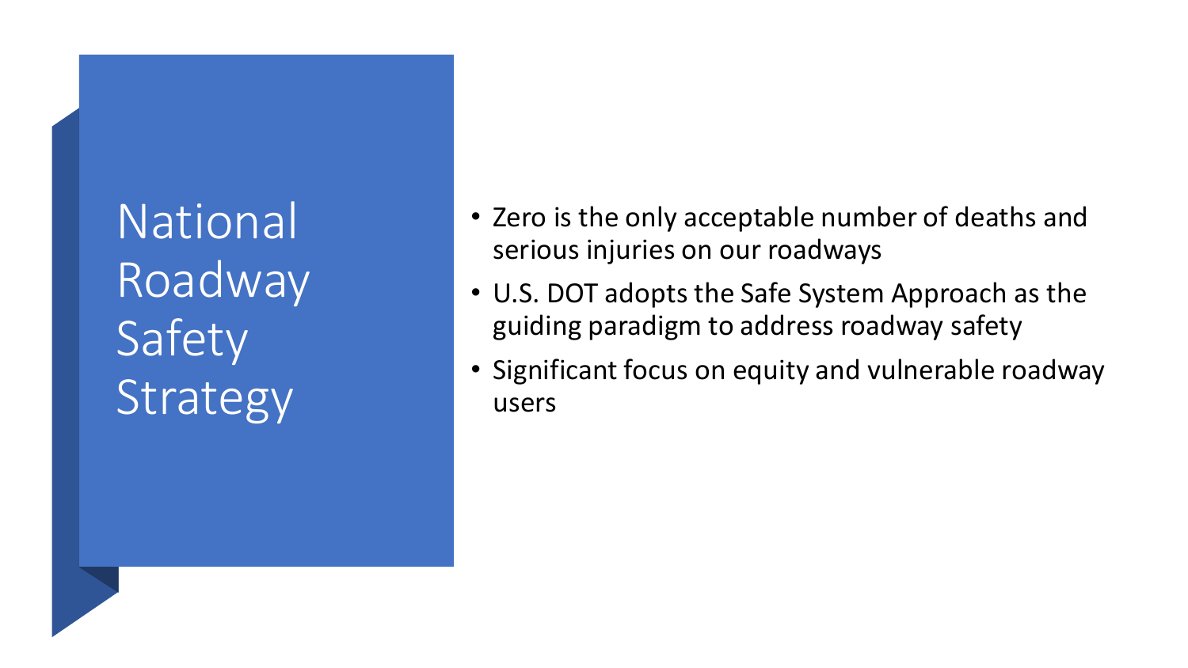# National Roadway Safety Strategy

- Zero is the only acceptable number of deaths and serious injuries on our roadways
- U.S. DOT adopts the Safe System Approach as the guiding paradigm to address roadway safety
- Significant focus on equity and vulnerable roadway users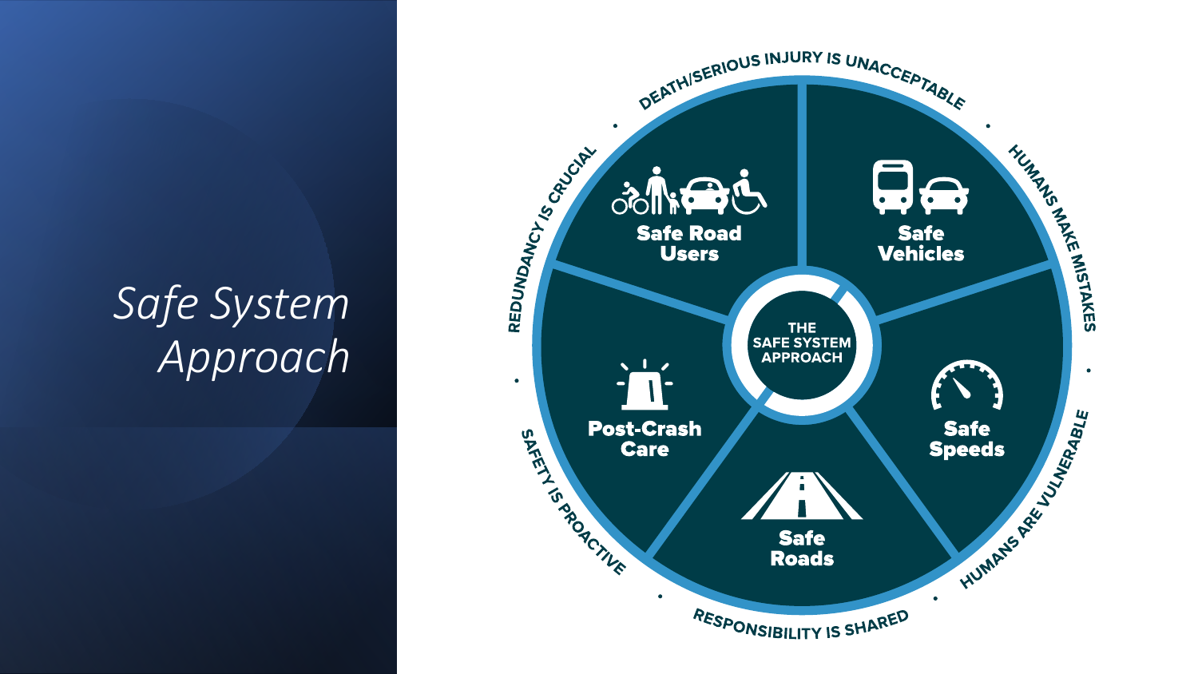# *Safe System Approach*

THE SAFE SYSTEM APPROACH

- Safe Road Users
- Safe Vehicles
- Safe Speeds
- Safe Roads
- Post-Crash Care

DEATH/SERIOUS INJURY IS UNACCEPTABLE • HUMANS MAKE MISTAKES • HUMANS ARE VULNERABLE • RESPONSIBILITY IS SHARED • SAFETY IS PROACTIVE • REDUNDANCY IS CRUCIAL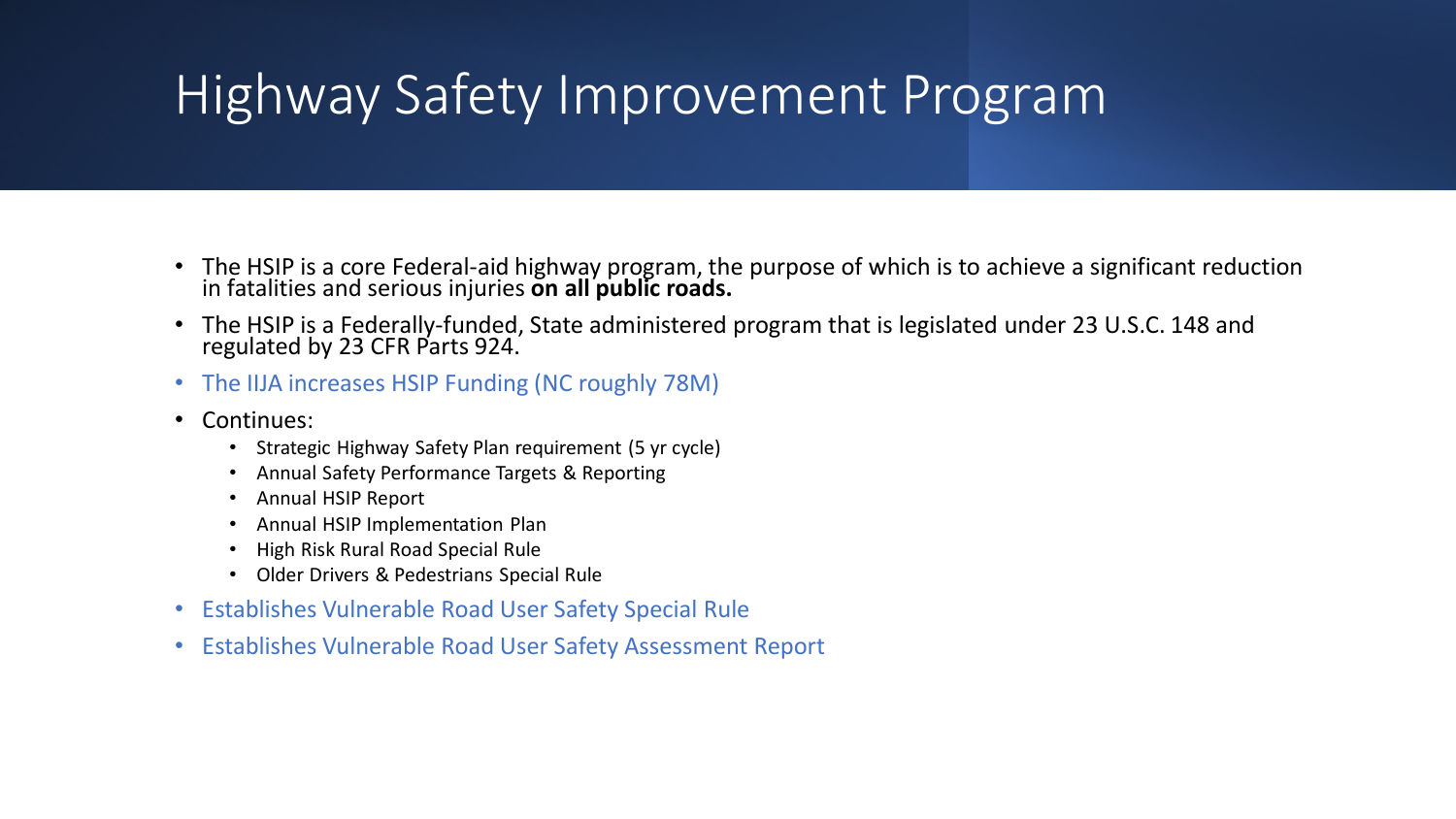# Highway Safety Improvement Program

- The HSIP is a core Federal-aid highway program, the purpose of which is to achieve a significant reduction in fatalities and serious injuries **on all public roads.**
- The HSIP is a Federally-funded, State administered program that is legislated under 23 U.S.C. 148 and regulated by 23 CFR Parts 924.
- The IIJA increases HSIP Funding (NC roughly 78M)
- Continues:
  - Strategic Highway Safety Plan requirement (5 yr cycle)
  - Annual Safety Performance Targets & Reporting
  - Annual HSIP Report
  - Annual HSIP Implementation Plan
  - High Risk Rural Road Special Rule
  - Older Drivers & Pedestrians Special Rule
- Establishes Vulnerable Road User Safety Special Rule
- Establishes Vulnerable Road User Safety Assessment Report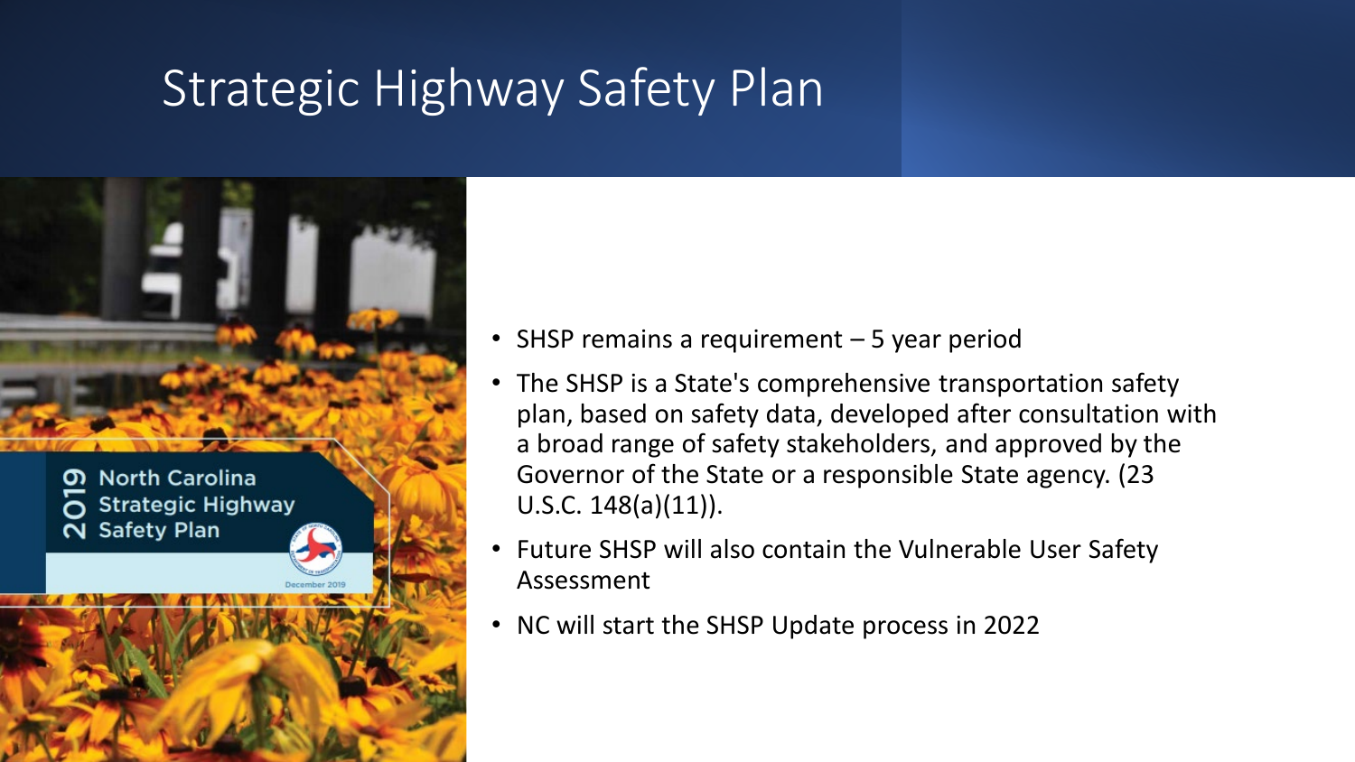# Strategic Highway Safety Plan

- SHSP remains a requirement – 5 year period
- The SHSP is a State's comprehensive transportation safety plan, based on safety data, developed after consultation with a broad range of safety stakeholders, and approved by the Governor of the State or a responsible State agency. (23 U.S.C. 148(a)(11)).
- Future SHSP will also contain the Vulnerable User Safety Assessment
- NC will start the SHSP Update process in 2022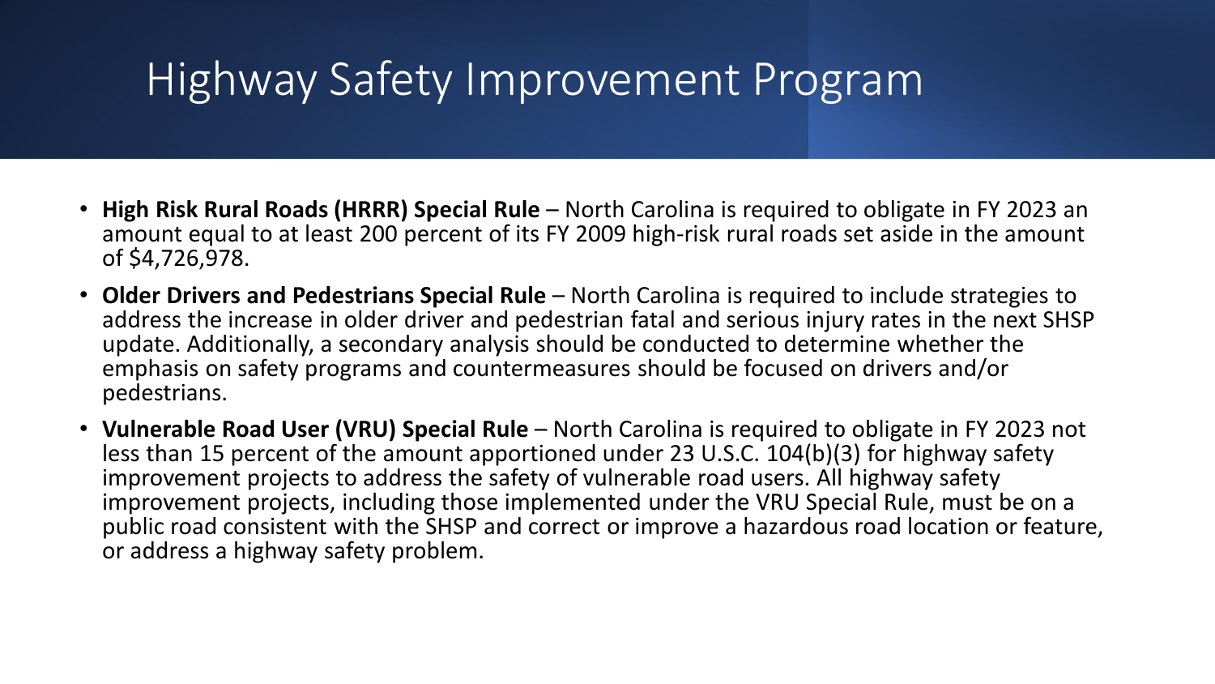# Highway Safety Improvement Program

- **High Risk Rural Roads (HRRR) Special Rule** – North Carolina is required to obligate in FY 2023 an amount equal to at least 200 percent of its FY 2009 high-risk rural roads set aside in the amount of $4,726,978.
- **Older Drivers and Pedestrians Special Rule** – North Carolina is required to include strategies to address the increase in older driver and pedestrian fatal and serious injury rates in the next SHSP update. Additionally, a secondary analysis should be conducted to determine whether the emphasis on safety programs and countermeasures should be focused on drivers and/or pedestrians.
- **Vulnerable Road User (VRU) Special Rule** – North Carolina is required to obligate in FY 2023 not less than 15 percent of the amount apportioned under 23 U.S.C. 104(b)(3) for highway safety improvement projects to address the safety of vulnerable road users. All highway safety improvement projects, including those implemented under the VRU Special Rule, must be on a public road consistent with the SHSP and correct or improve a hazardous road location or feature, or address a highway safety problem.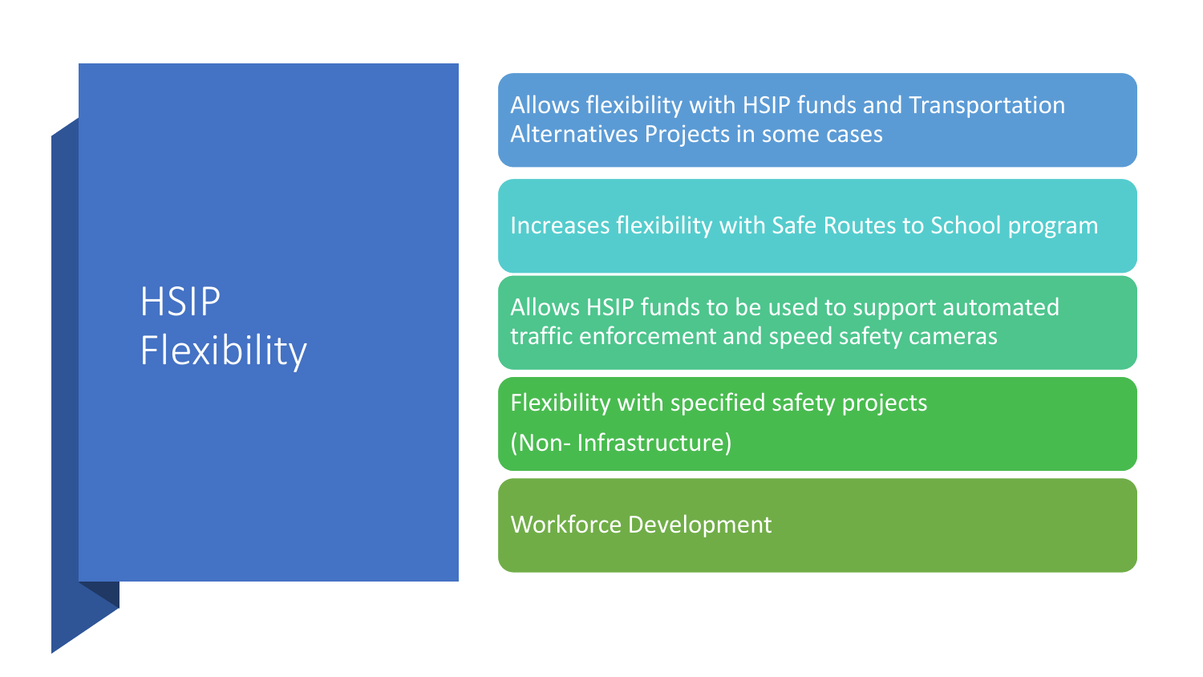# HSIP Flexibility

- Allows flexibility with HSIP funds and Transportation Alternatives Projects in some cases
- Increases flexibility with Safe Routes to School program
- Allows HSIP funds to be used to support automated traffic enforcement and speed safety cameras
- Flexibility with specified safety projects

  (Non- Infrastructure)
- Workforce Development